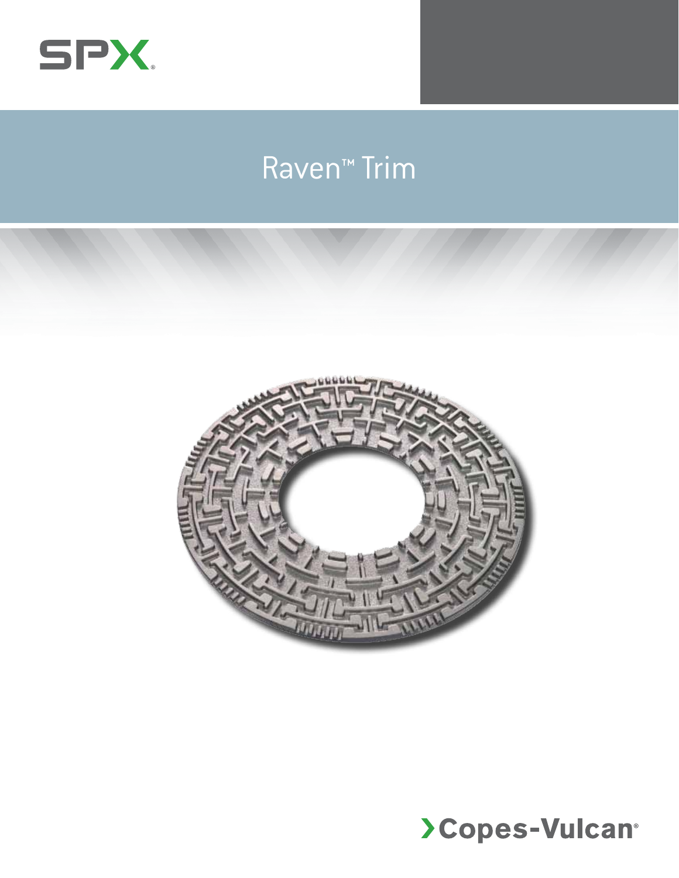SPX

# Raven™ Trim

Copes-Vulcan®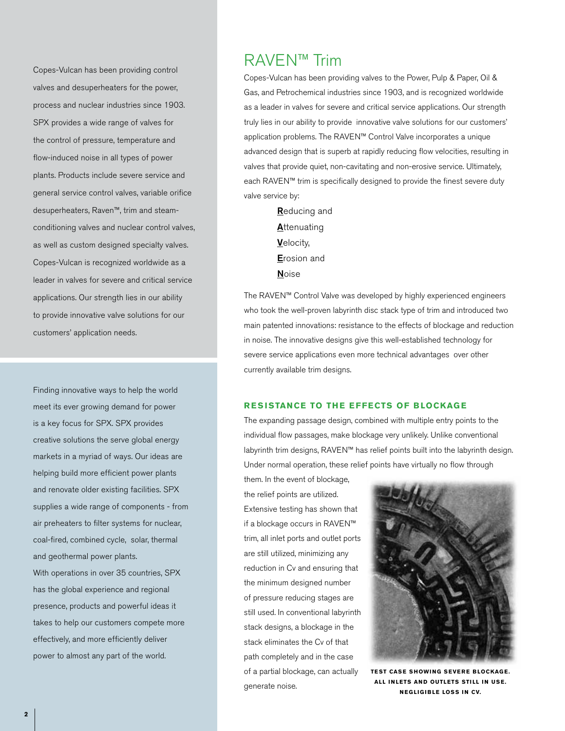Copes-Vulcan has been providing control valves and desuperheaters for the power, process and nuclear industries since 1903. SPX provides a wide range of valves for the control of pressure, temperature and flow-induced noise in all types of power plants. Products include severe service and general service control valves, variable orifice desuperheaters, Raven™, trim and steam-conditioning valves and nuclear control valves, as well as custom designed specialty valves. Copes-Vulcan is recognized worldwide as a leader in valves for severe and critical service applications. Our strength lies in our ability to provide innovative valve solutions for our customers' application needs.

Finding innovative ways to help the world meet its ever growing demand for power is a key focus for SPX. SPX provides creative solutions the serve global energy markets in a myriad of ways. Our ideas are helping build more efficient power plants and renovate older existing facilities. SPX supplies a wide range of components - from air preheaters to filter systems for nuclear, coal-fired, combined cycle, solar, thermal and geothermal power plants.

With operations in over 35 countries, SPX has the global experience and regional presence, products and powerful ideas it takes to help our customers compete more effectively, and more efficiently deliver power to almost any part of the world.

# RAVEN™ Trim

Copes-Vulcan has been providing valves to the Power, Pulp & Paper, Oil & Gas, and Petrochemical industries since 1903, and is recognized worldwide as a leader in valves for severe and critical service applications. Our strength truly lies in our ability to provide innovative valve solutions for our customers' application problems. The RAVEN™ Control Valve incorporates a unique advanced design that is superb at rapidly reducing flow velocities, resulting in valves that provide quiet, non-cavitating and non-erosive service. Ultimately, each RAVEN™ trim is specifically designed to provide the finest severe duty valve service by:

**R**educing and
**A**ttenuating
**V**elocity,
**E**rosion and
**N**oise

The RAVEN™ Control Valve was developed by highly experienced engineers who took the well-proven labyrinth disc stack type of trim and introduced two main patented innovations: resistance to the effects of blockage and reduction in noise. The innovative designs give this well-established technology for severe service applications even more technical advantages over other currently available trim designs.

## RESISTANCE TO THE EFFECTS OF BLOCKAGE

The expanding passage design, combined with multiple entry points to the individual flow passages, make blockage very unlikely. Unlike conventional labyrinth trim designs, RAVEN™ has relief points built into the labyrinth design. Under normal operation, these relief points have virtually no flow through them. In the event of blockage, the relief points are utilized. Extensive testing has shown that if a blockage occurs in RAVEN™ trim, all inlet ports and outlet ports are still utilized, minimizing any reduction in Cv and ensuring that the minimum designed number of pressure reducing stages are still used. In conventional labyrinth stack designs, a blockage in the stack eliminates the Cv of that path completely and in the case of a partial blockage, can actually generate noise.

TEST CASE SHOWING SEVERE BLOCKAGE. ALL INLETS AND OUTLETS STILL IN USE. NEGLIGIBLE LOSS IN CV.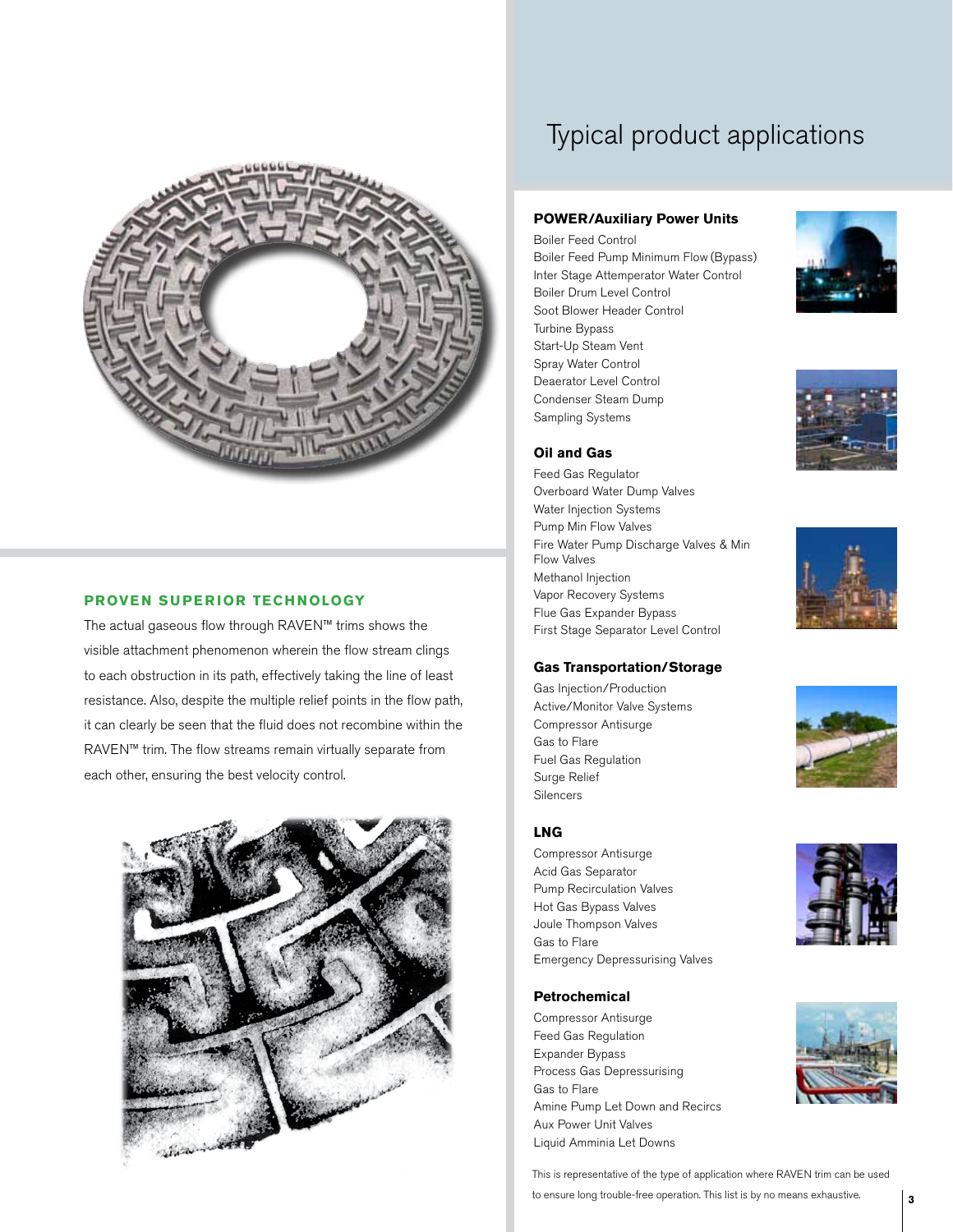## PROVEN SUPERIOR TECHNOLOGY

The actual gaseous flow through RAVEN™ trims shows the visible attachment phenomenon wherein the flow stream clings to each obstruction in its path, effectively taking the line of least resistance. Also, despite the multiple relief points in the flow path, it can clearly be seen that the fluid does not recombine within the RAVEN™ trim. The flow streams remain virtually separate from each other, ensuring the best velocity control.

# Typical product applications

### POWER/Auxiliary Power Units

- Boiler Feed Control
- Boiler Feed Pump Minimum Flow (Bypass)
- Inter Stage Attemperator Water Control
- Boiler Drum Level Control
- Soot Blower Header Control
- Turbine Bypass
- Start-Up Steam Vent
- Spray Water Control
- Deaerator Level Control
- Condenser Steam Dump
- Sampling Systems

### Oil and Gas

- Feed Gas Regulator
- Overboard Water Dump Valves
- Water Injection Systems
- Pump Min Flow Valves
- Fire Water Pump Discharge Valves & Min Flow Valves
- Methanol Injection
- Vapor Recovery Systems
- Flue Gas Expander Bypass
- First Stage Separator Level Control

### Gas Transportation/Storage

- Gas Injection/Production
- Active/Monitor Valve Systems
- Compressor Antisurge
- Gas to Flare
- Fuel Gas Regulation
- Surge Relief
- Silencers

### LNG

- Compressor Antisurge
- Acid Gas Separator
- Pump Recirculation Valves
- Hot Gas Bypass Valves
- Joule Thompson Valves
- Gas to Flare
- Emergency Depressurising Valves

### Petrochemical

- Compressor Antisurge
- Feed Gas Regulation
- Expander Bypass
- Process Gas Depressurising
- Gas to Flare
- Amine Pump Let Down and Recircs
- Aux Power Unit Valves
- Liquid Amminia Let Downs

This is representative of the type of application where RAVEN trim can be used to ensure long trouble-free operation. This list is by no means exhaustive.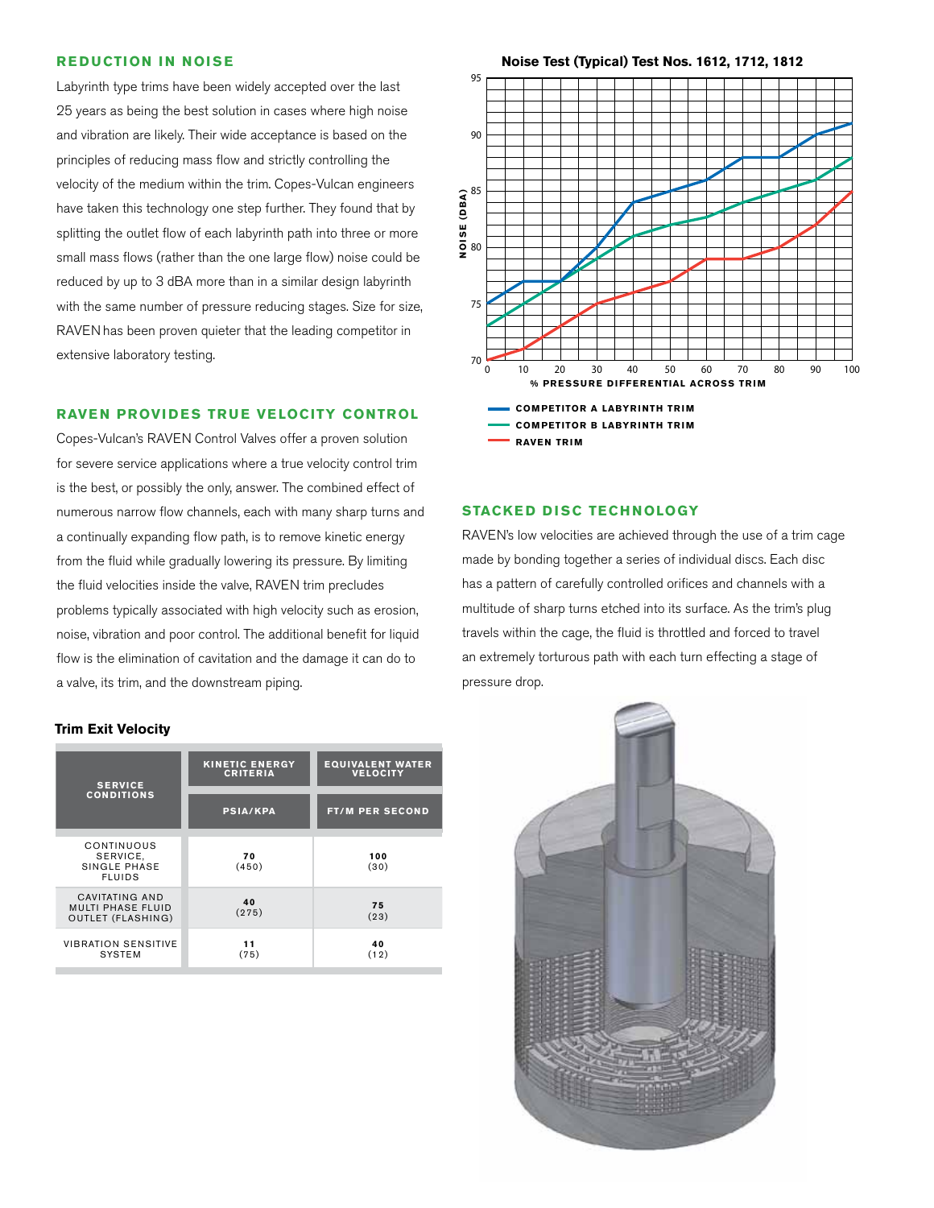## REDUCTION IN NOISE

Labyrinth type trims have been widely accepted over the last 25 years as being the best solution in cases where high noise and vibration are likely. Their wide acceptance is based on the principles of reducing mass flow and strictly controlling the velocity of the medium within the trim. Copes-Vulcan engineers have taken this technology one step further. They found that by splitting the outlet flow of each labyrinth path into three or more small mass flows (rather than the one large flow) noise could be reduced by up to 3 dBA more than in a similar design labyrinth with the same number of pressure reducing stages. Size for size, RAVEN has been proven quieter that the leading competitor in extensive laboratory testing.

## RAVEN PROVIDES TRUE VELOCITY CONTROL

Copes-Vulcan's RAVEN Control Valves offer a proven solution for severe service applications where a true velocity control trim is the best, or possibly the only, answer. The combined effect of numerous narrow flow channels, each with many sharp turns and a continually expanding flow path, is to remove kinetic energy from the fluid while gradually lowering its pressure. By limiting the fluid velocities inside the valve, RAVEN trim precludes problems typically associated with high velocity such as erosion, noise, vibration and poor control. The additional benefit for liquid flow is the elimination of cavitation and the damage it can do to a valve, its trim, and the downstream piping.

**Trim Exit Velocity**

| SERVICE CONDITIONS | KINETIC ENERGY CRITERIA | EQUIVALENT WATER VELOCITY |
|---|---|---|
| | PSIA/KPA | FT/M PER SECOND |
| CONTINUOUS SERVICE, SINGLE PHASE FLUIDS | **70** (450) | **100** (30) |
| CAVITATING AND MULTI PHASE FLUID OUTLET (FLASHING) | **40** (275) | **75** (23) |
| VIBRATION SENSITIVE SYSTEM | **11** (75) | **40** (12) |

**Noise Test (Typical) Test Nos. 1612, 1712, 1812**

NOISE (DBA) vs % PRESSURE DIFFERENTIAL ACROSS TRIM

- COMPETITOR A LABYRINTH TRIM
- COMPETITOR B LABYRINTH TRIM
- RAVEN TRIM

## STACKED DISC TECHNOLOGY

RAVEN's low velocities are achieved through the use of a trim cage made by bonding together a series of individual discs. Each disc has a pattern of carefully controlled orifices and channels with a multitude of sharp turns etched into its surface. As the trim's plug travels within the cage, the fluid is throttled and forced to travel an extremely torturous path with each turn effecting a stage of pressure drop.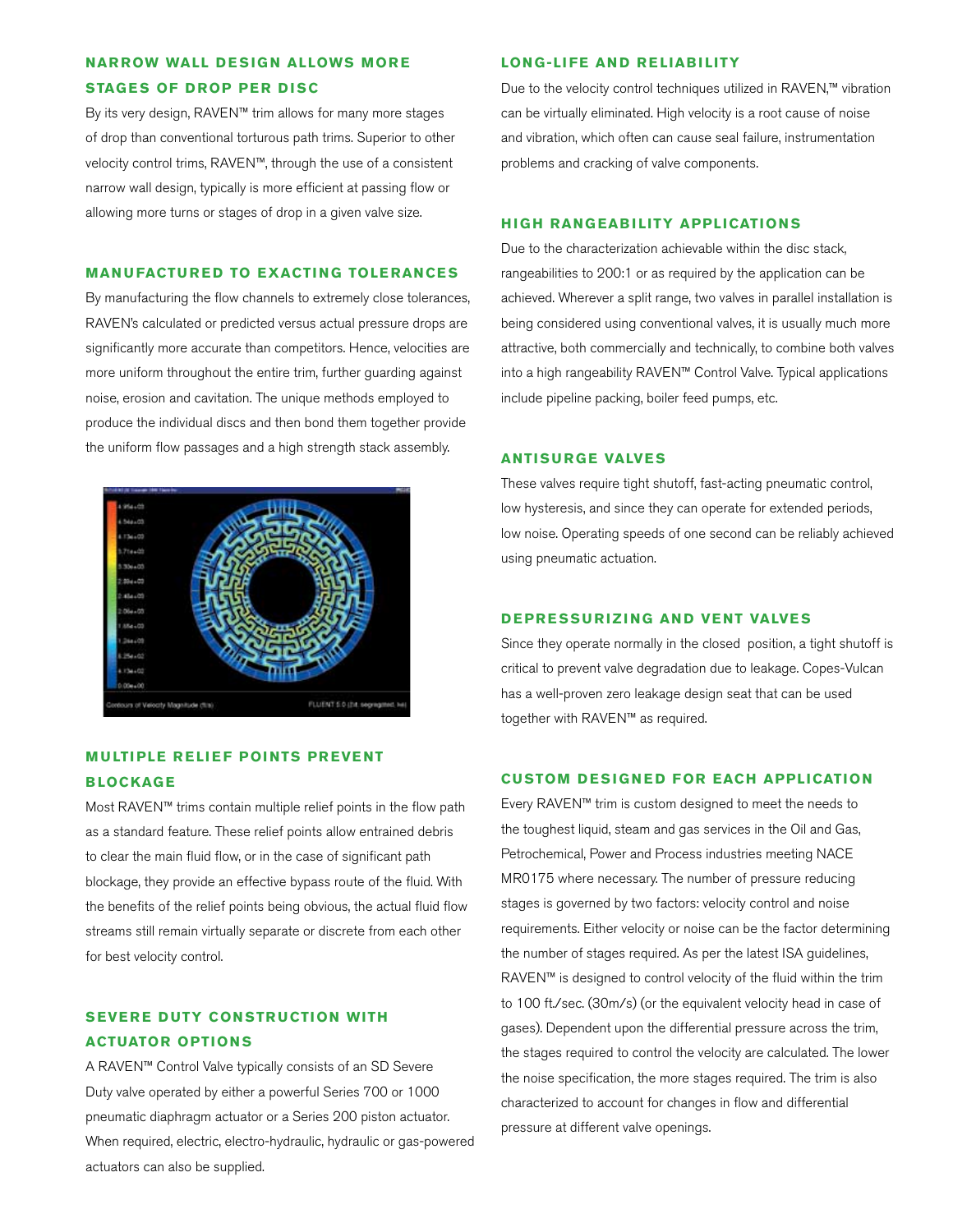## NARROW WALL DESIGN ALLOWS MORE STAGES OF DROP PER DISC

By its very design, RAVEN™ trim allows for many more stages of drop than conventional torturous path trims. Superior to other velocity control trims, RAVEN™, through the use of a consistent narrow wall design, typically is more efficient at passing flow or allowing more turns or stages of drop in a given valve size.

## MANUFACTURED TO EXACTING TOLERANCES

By manufacturing the flow channels to extremely close tolerances, RAVEN's calculated or predicted versus actual pressure drops are significantly more accurate than competitors. Hence, velocities are more uniform throughout the entire trim, further guarding against noise, erosion and cavitation. The unique methods employed to produce the individual discs and then bond them together provide the uniform flow passages and a high strength stack assembly.

## MULTIPLE RELIEF POINTS PREVENT BLOCKAGE

Most RAVEN™ trims contain multiple relief points in the flow path as a standard feature. These relief points allow entrained debris to clear the main fluid flow, or in the case of significant path blockage, they provide an effective bypass route of the fluid. With the benefits of the relief points being obvious, the actual fluid flow streams still remain virtually separate or discrete from each other for best velocity control.

## SEVERE DUTY CONSTRUCTION WITH ACTUATOR OPTIONS

A RAVEN™ Control Valve typically consists of an SD Severe Duty valve operated by either a powerful Series 700 or 1000 pneumatic diaphragm actuator or a Series 200 piston actuator. When required, electric, electro-hydraulic, hydraulic or gas-powered actuators can also be supplied.

## LONG-LIFE AND RELIABILITY

Due to the velocity control techniques utilized in RAVEN,™ vibration can be virtually eliminated. High velocity is a root cause of noise and vibration, which often can cause seal failure, instrumentation problems and cracking of valve components.

## HIGH RANGEABILITY APPLICATIONS

Due to the characterization achievable within the disc stack, rangeabilities to 200:1 or as required by the application can be achieved. Wherever a split range, two valves in parallel installation is being considered using conventional valves, it is usually much more attractive, both commercially and technically, to combine both valves into a high rangeability RAVEN™ Control Valve. Typical applications include pipeline packing, boiler feed pumps, etc.

## ANTISURGE VALVES

These valves require tight shutoff, fast-acting pneumatic control, low hysteresis, and since they can operate for extended periods, low noise. Operating speeds of one second can be reliably achieved using pneumatic actuation.

## DEPRESSURIZING AND VENT VALVES

Since they operate normally in the closed position, a tight shutoff is critical to prevent valve degradation due to leakage. Copes-Vulcan has a well-proven zero leakage design seat that can be used together with RAVEN™ as required.

## CUSTOM DESIGNED FOR EACH APPLICATION

Every RAVEN™ trim is custom designed to meet the needs to the toughest liquid, steam and gas services in the Oil and Gas, Petrochemical, Power and Process industries meeting NACE MR0175 where necessary. The number of pressure reducing stages is governed by two factors: velocity control and noise requirements. Either velocity or noise can be the factor determining the number of stages required. As per the latest ISA guidelines, RAVEN™ is designed to control velocity of the fluid within the trim to 100 ft./sec. (30m/s) (or the equivalent velocity head in case of gases). Dependent upon the differential pressure across the trim, the stages required to control the velocity are calculated. The lower the noise specification, the more stages required. The trim is also characterized to account for changes in flow and differential pressure at different valve openings.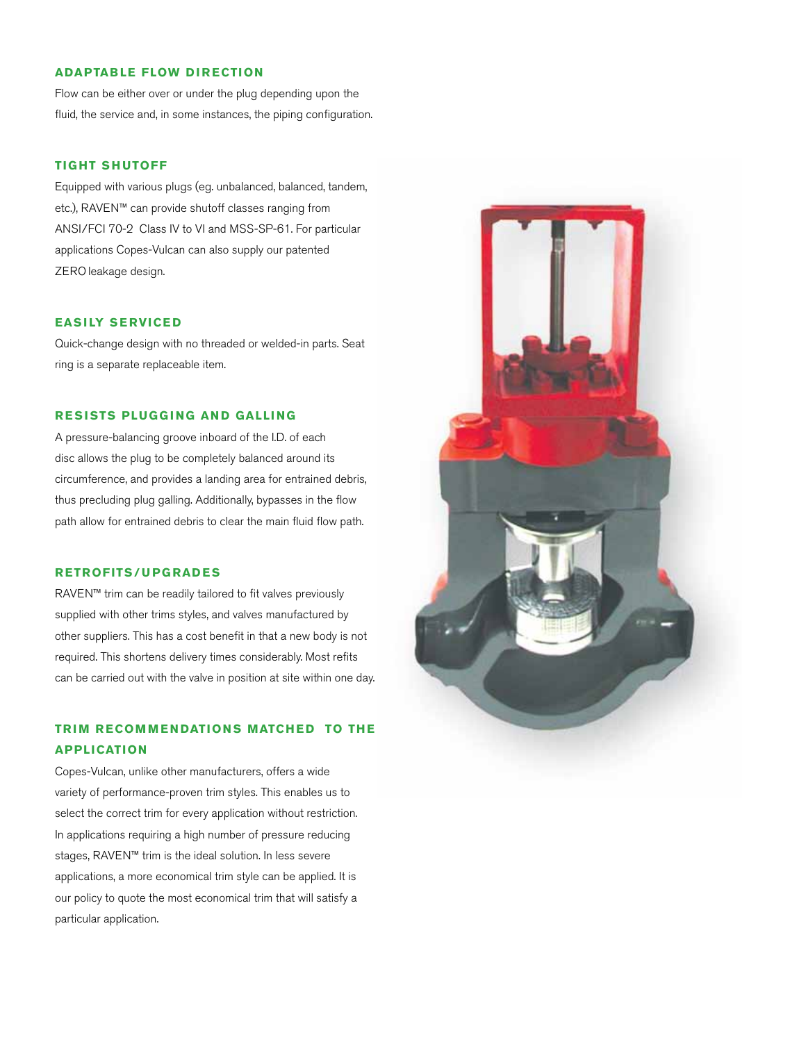## ADAPTABLE FLOW DIRECTION

Flow can be either over or under the plug depending upon the fluid, the service and, in some instances, the piping configuration.

## TIGHT SHUTOFF

Equipped with various plugs (eg. unbalanced, balanced, tandem, etc.), RAVEN™ can provide shutoff classes ranging from ANSI/FCI 70-2 Class IV to VI and MSS-SP-61. For particular applications Copes-Vulcan can also supply our patented ZERO leakage design.

## EASILY SERVICED

Quick-change design with no threaded or welded-in parts. Seat ring is a separate replaceable item.

## RESISTS PLUGGING AND GALLING

A pressure-balancing groove inboard of the I.D. of each disc allows the plug to be completely balanced around its circumference, and provides a landing area for entrained debris, thus precluding plug galling. Additionally, bypasses in the flow path allow for entrained debris to clear the main fluid flow path.

## RETROFITS/UPGRADES

RAVEN™ trim can be readily tailored to fit valves previously supplied with other trims styles, and valves manufactured by other suppliers. This has a cost benefit in that a new body is not required. This shortens delivery times considerably. Most refits can be carried out with the valve in position at site within one day.

## TRIM RECOMMENDATIONS MATCHED TO THE APPLICATION

Copes-Vulcan, unlike other manufacturers, offers a wide variety of performance-proven trim styles. This enables us to select the correct trim for every application without restriction. In applications requiring a high number of pressure reducing stages, RAVEN™ trim is the ideal solution. In less severe applications, a more economical trim style can be applied. It is our policy to quote the most economical trim that will satisfy a particular application.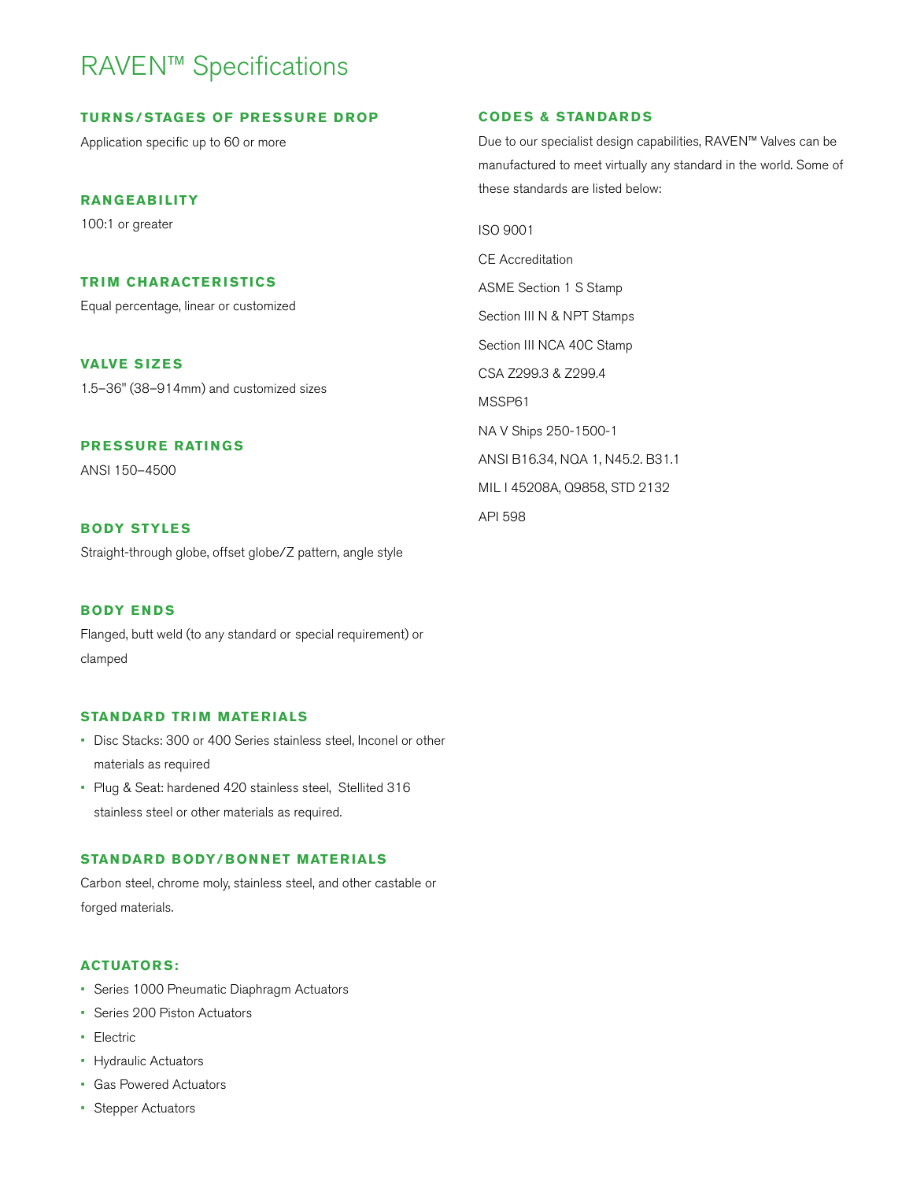# RAVEN™ Specifications

### TURNS/STAGES OF PRESSURE DROP

Application specific up to 60 or more

### RANGEABILITY

100:1 or greater

### TRIM CHARACTERISTICS

Equal percentage, linear or customized

### VALVE SIZES

1.5–36" (38–914mm) and customized sizes

### PRESSURE RATINGS

ANSI 150–4500

### BODY STYLES

Straight-through globe, offset globe/Z pattern, angle style

### BODY ENDS

Flanged, butt weld (to any standard or special requirement) or clamped

### STANDARD TRIM MATERIALS

- Disc Stacks: 300 or 400 Series stainless steel, Inconel or other materials as required
- Plug & Seat: hardened 420 stainless steel, Stellited 316 stainless steel or other materials as required.

### STANDARD BODY/BONNET MATERIALS

Carbon steel, chrome moly, stainless steel, and other castable or forged materials.

### ACTUATORS:

- Series 1000 Pneumatic Diaphragm Actuators
- Series 200 Piston Actuators
- Electric
- Hydraulic Actuators
- Gas Powered Actuators
- Stepper Actuators

### CODES & STANDARDS

Due to our specialist design capabilities, RAVEN™ Valves can be manufactured to meet virtually any standard in the world. Some of these standards are listed below:

ISO 9001

CE Accreditation

ASME Section 1 S Stamp

Section III N & NPT Stamps

Section III NCA 40C Stamp

CSA Z299.3 & Z299.4

MSSP61

NA V Ships 250-1500-1

ANSI B16.34, NQA 1, N45.2. B31.1

MIL I 45208A, Q9858, STD 2132

API 598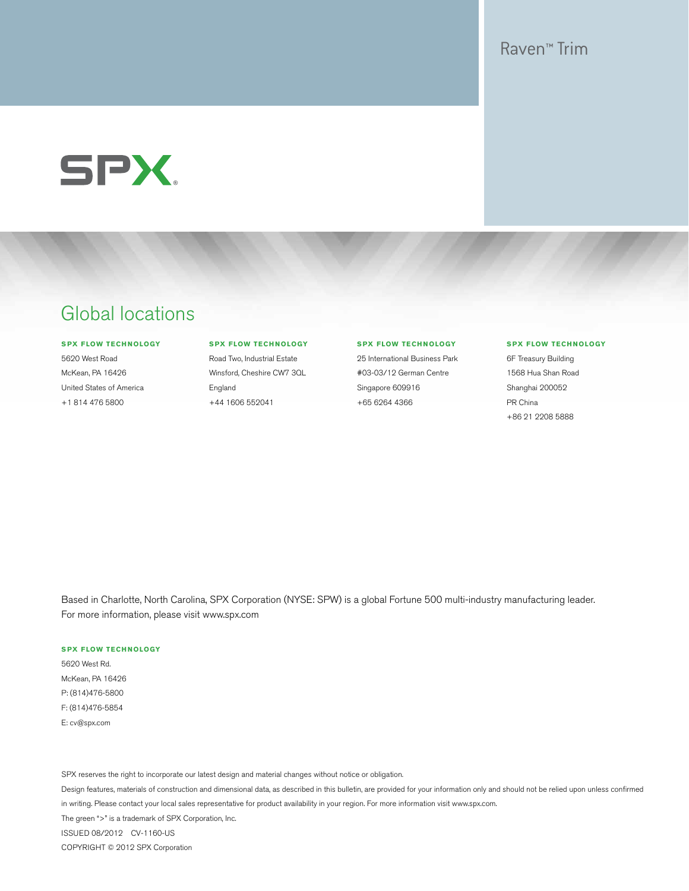Raven™ Trim

SPX

## Global locations

**SPX FLOW TECHNOLOGY**
5620 West Road
McKean, PA 16426
United States of America
+1 814 476 5800

**SPX FLOW TECHNOLOGY**
Road Two, Industrial Estate
Winsford, Cheshire CW7 3QL
England
+44 1606 552041

**SPX FLOW TECHNOLOGY**
25 International Business Park
#03-03/12 German Centre
Singapore 609916
+65 6264 4366

**SPX FLOW TECHNOLOGY**
6F Treasury Building
1568 Hua Shan Road
Shanghai 200052
PR China
+86 21 2208 5888

Based in Charlotte, North Carolina, SPX Corporation (NYSE: SPW) is a global Fortune 500 multi-industry manufacturing leader. For more information, please visit www.spx.com

**SPX FLOW TECHNOLOGY**
5620 West Rd.
McKean, PA 16426
P: (814)476-5800
F: (814)476-5854
E: cv@spx.com

SPX reserves the right to incorporate our latest design and material changes without notice or obligation.

Design features, materials of construction and dimensional data, as described in this bulletin, are provided for your information only and should not be relied upon unless confirmed in writing. Please contact your local sales representative for product availability in your region. For more information visit www.spx.com.

The green ">" is a trademark of SPX Corporation, Inc.

ISSUED 08/2012 CV-1160-US

COPYRIGHT © 2012 SPX Corporation